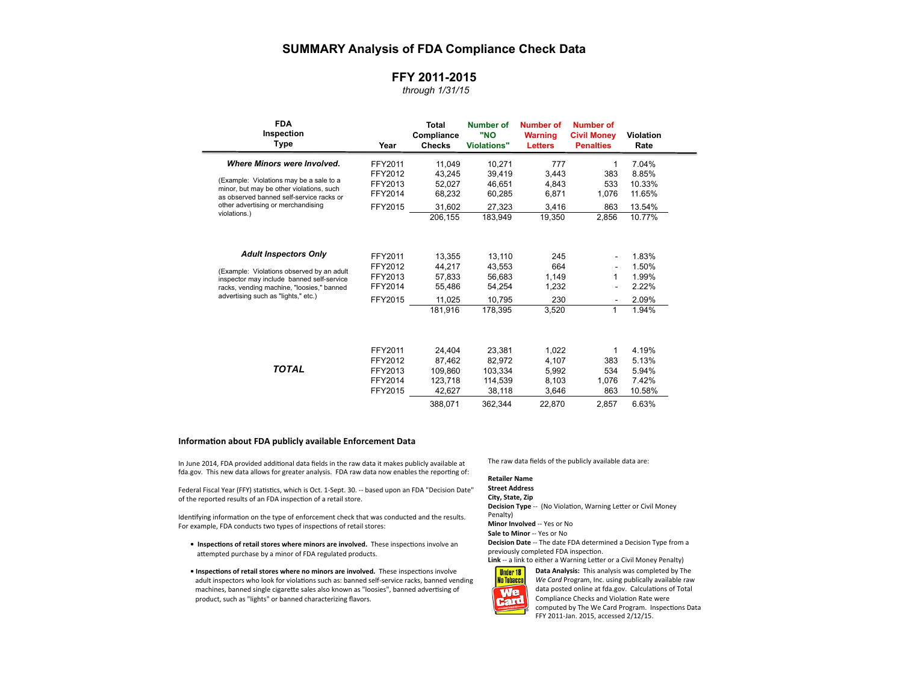# SUMMARY Analysis of FDA Compliance Check Data

## FFY 2011-2015

*through 1/31/15*

| FDA Inspection Type | Year | Total Compliance Checks | Number of "NO Violations" | Number of Warning Letters | Number of Civil Money Penalties | Violation Rate |
|---|---|---|---|---|---|---|
| ***Where Minors were Involved.*** | FFY2011 | 11,049 | 10,271 | 777 | 1 | 7.04% |
| (Example: Violations may be a sale to a minor, but may be other violations, such as observed banned self-service racks or other advertising or merchandising violations.) | FFY2012 | 43,245 | 39,419 | 3,443 | 383 | 8.85% |
| | FFY2013 | 52,027 | 46,651 | 4,843 | 533 | 10.33% |
| | FFY2014 | 68,232 | 60,285 | 6,871 | 1,076 | 11.65% |
| | FFY2015 | 31,602 | 27,323 | 3,416 | 863 | 13.54% |
| | | 206,155 | 183,949 | 19,350 | 2,856 | 10.77% |
| ***Adult Inspectors Only*** | FFY2011 | 13,355 | 13,110 | 245 | - | 1.83% |
| (Example: Violations observed by an adult inspector may include banned self-service racks, vending machine, "loosies," banned advertising such as "lights," etc.) | FFY2012 | 44,217 | 43,553 | 664 | - | 1.50% |
| | FFY2013 | 57,833 | 56,683 | 1,149 | 1 | 1.99% |
| | FFY2014 | 55,486 | 54,254 | 1,232 | - | 2.22% |
| | FFY2015 | 11,025 | 10,795 | 230 | - | 2.09% |
| | | 181,916 | 178,395 | 3,520 | 1 | 1.94% |
| ***TOTAL*** | FFY2011 | 24,404 | 23,381 | 1,022 | 1 | 4.19% |
| | FFY2012 | 87,462 | 82,972 | 4,107 | 383 | 5.13% |
| | FFY2013 | 109,860 | 103,334 | 5,992 | 534 | 5.94% |
| | FFY2014 | 123,718 | 114,539 | 8,103 | 1,076 | 7.42% |
| | FFY2015 | 42,627 | 38,118 | 3,646 | 863 | 10.58% |
| | | 388,071 | 362,344 | 22,870 | 2,857 | 6.63% |

### Information about FDA publicly available Enforcement Data

In June 2014, FDA provided additional data fields in the raw data it makes publicly available at fda.gov. This new data allows for greater analysis. FDA raw data now enables the reporting of:

Federal Fiscal Year (FFY) statistics, which is Oct. 1-Sept. 30. -- based upon an FDA "Decision Date" of the reported results of an FDA inspection of a retail store.

Identifying information on the type of enforcement check that was conducted and the results. For example, FDA conducts two types of inspections of retail stores:

- **Inspections of retail stores where minors are involved.** These inspections involve an attempted purchase by a minor of FDA regulated products.
- **Inspections of retail stores where no minors are involved.** These inspections involve adult inspectors who look for violations such as: banned self-service racks, banned vending machines, banned single cigarette sales also known as "loosies", banned advertising of product, such as "lights" or banned characterizing flavors.

The raw data fields of the publicly available data are:

**Retailer Name**
**Street Address**
**City, State, Zip**
**Decision Type** -- (No Violation, Warning Letter or Civil Money Penalty)
**Minor Involved** -- Yes or No
**Sale to Minor** -- Yes or No
**Decision Date** -- The date FDA determined a Decision Type from a previously completed FDA inspection.
**Link** -- a link to either a Warning Letter or a Civil Money Penalty)

**Data Analysis:** This analysis was completed by The *We Card* Program, Inc. using publically available raw data posted online at fda.gov. Calculations of Total Compliance Checks and Violation Rate were computed by The We Card Program. Inspections Data FFY 2011-Jan. 2015, accessed 2/12/15.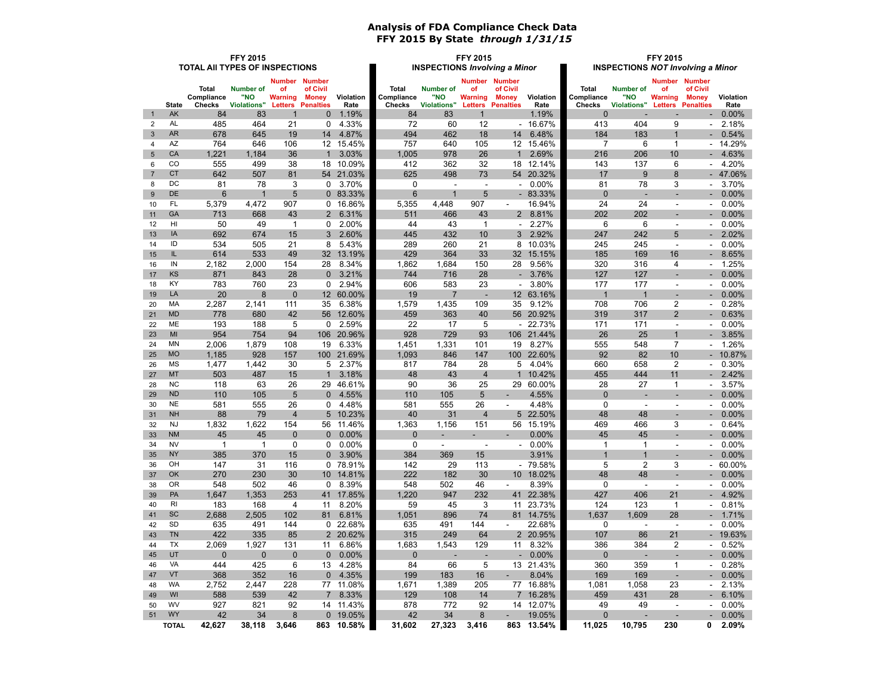## Analysis of FDA Compliance Check Data
## FFY 2015 By State *through 1/31/15*

| | | FFY 2015 TOTAL All TYPES OF INSPECTIONS | | | | | FFY 2015 INSPECTIONS *Involving a Minor* | | | | | FFY 2015 INSPECTIONS *NOT Involving a Minor* | | | | |
|---|---|---|---|---|---|---|---|---|---|---|---|---|---|---|---|---|
| | State | Total Compliance Checks | Number of "NO Violations" | Number of Warning Letters | Number of Civil Money Penalties | Violation Rate | Total Compliance Checks | Number of "NO Violations" | Number of Warning Letters | Number of Civil Money Penalties | Violation Rate | Total Compliance Checks | Number of "NO Violations" | Number of Warning Letters | Number of Civil Money Penalties | Violation Rate |
| 1 | AK | 84 | 83 | 1 | 0 | 1.19% | 84 | 83 | 1 | | 1.19% | 0 | - | - | - | 0.00% |
| 2 | AL | 485 | 464 | 21 | 0 | 4.33% | 72 | 60 | 12 | - | 16.67% | 413 | 404 | 9 | - | 2.18% |
| 3 | AR | 678 | 645 | 19 | 14 | 4.87% | 494 | 462 | 18 | 14 | 6.48% | 184 | 183 | 1 | - | 0.54% |
| 4 | AZ | 764 | 646 | 106 | 12 | 15.45% | 757 | 640 | 105 | 12 | 15.46% | 7 | 6 | 1 | - | 14.29% |
| 5 | CA | 1,221 | 1,184 | 36 | 1 | 3.03% | 1,005 | 978 | 26 | 1 | 2.69% | 216 | 206 | 10 | - | 4.63% |
| 6 | CO | 555 | 499 | 38 | 18 | 10.09% | 412 | 362 | 32 | 18 | 12.14% | 143 | 137 | 6 | - | 4.20% |
| 7 | CT | 642 | 507 | 81 | 54 | 21.03% | 625 | 498 | 73 | 54 | 20.32% | 17 | 9 | 8 | - | 47.06% |
| 8 | DC | 81 | 78 | 3 | 0 | 3.70% | 0 | - | - | - | 0.00% | 81 | 78 | 3 | - | 3.70% |
| 9 | DE | 6 | 1 | 5 | 0 | 83.33% | 6 | 1 | 5 | - | 83.33% | 0 | - | - | - | 0.00% |
| 10 | FL | 5,379 | 4,472 | 907 | 0 | 16.86% | 5,355 | 4,448 | 907 | - | 16.94% | 24 | 24 | - | - | 0.00% |
| 11 | GA | 713 | 668 | 43 | 2 | 6.31% | 511 | 466 | 43 | 2 | 8.81% | 202 | 202 | - | - | 0.00% |
| 12 | HI | 50 | 49 | 1 | 0 | 2.00% | 44 | 43 | 1 | - | 2.27% | 6 | 6 | - | - | 0.00% |
| 13 | IA | 692 | 674 | 15 | 3 | 2.60% | 445 | 432 | 10 | 3 | 2.92% | 247 | 242 | 5 | - | 2.02% |
| 14 | ID | 534 | 505 | 21 | 8 | 5.43% | 289 | 260 | 21 | 8 | 10.03% | 245 | 245 | - | - | 0.00% |
| 15 | IL | 614 | 533 | 49 | 32 | 13.19% | 429 | 364 | 33 | 32 | 15.15% | 185 | 169 | 16 | - | 8.65% |
| 16 | IN | 2,182 | 2,000 | 154 | 28 | 8.34% | 1,862 | 1,684 | 150 | 28 | 9.56% | 320 | 316 | 4 | - | 1.25% |
| 17 | KS | 871 | 843 | 28 | 0 | 3.21% | 744 | 716 | 28 | - | 3.76% | 127 | 127 | - | - | 0.00% |
| 18 | KY | 783 | 760 | 23 | 0 | 2.94% | 606 | 583 | 23 | - | 3.80% | 177 | 177 | - | - | 0.00% |
| 19 | LA | 20 | 8 | 0 | 12 | 60.00% | 19 | 7 | - | 12 | 63.16% | 1 | 1 | - | - | 0.00% |
| 20 | MA | 2,287 | 2,141 | 111 | 35 | 6.38% | 1,579 | 1,435 | 109 | 35 | 9.12% | 708 | 706 | 2 | - | 0.28% |
| 21 | MD | 778 | 680 | 42 | 56 | 12.60% | 459 | 363 | 40 | 56 | 20.92% | 319 | 317 | 2 | - | 0.63% |
| 22 | ME | 193 | 188 | 5 | 0 | 2.59% | 22 | 17 | 5 | - | 22.73% | 171 | 171 | - | - | 0.00% |
| 23 | MI | 954 | 754 | 94 | 106 | 20.96% | 928 | 729 | 93 | 106 | 21.44% | 26 | 25 | 1 | - | 3.85% |
| 24 | MN | 2,006 | 1,879 | 108 | 19 | 6.33% | 1,451 | 1,331 | 101 | 19 | 8.27% | 555 | 548 | 7 | - | 1.26% |
| 25 | MO | 1,185 | 928 | 157 | 100 | 21.69% | 1,093 | 846 | 147 | 100 | 22.60% | 92 | 82 | 10 | - | 10.87% |
| 26 | MS | 1,477 | 1,442 | 30 | 5 | 2.37% | 817 | 784 | 28 | 5 | 4.04% | 660 | 658 | 2 | - | 0.30% |
| 27 | MT | 503 | 487 | 15 | 1 | 3.18% | 48 | 43 | 4 | 1 | 10.42% | 455 | 444 | 11 | - | 2.42% |
| 28 | NC | 118 | 63 | 26 | 29 | 46.61% | 90 | 36 | 25 | 29 | 60.00% | 28 | 27 | 1 | - | 3.57% |
| 29 | ND | 110 | 105 | 5 | 0 | 4.55% | 110 | 105 | 5 | - | 4.55% | 0 | - | - | - | 0.00% |
| 30 | NE | 581 | 555 | 26 | 0 | 4.48% | 581 | 555 | 26 | - | 4.48% | 0 | - | - | - | 0.00% |
| 31 | NH | 88 | 79 | 4 | 5 | 10.23% | 40 | 31 | 4 | 5 | 22.50% | 48 | 48 | - | - | 0.00% |
| 32 | NJ | 1,832 | 1,622 | 154 | 56 | 11.46% | 1,363 | 1,156 | 151 | 56 | 15.19% | 469 | 466 | 3 | - | 0.64% |
| 33 | NM | 45 | 45 | 0 | 0 | 0.00% | 0 | - | - | - | 0.00% | 45 | 45 | - | - | 0.00% |
| 34 | NV | 1 | 1 | 0 | 0 | 0.00% | 0 | - | - | - | 0.00% | 1 | 1 | - | - | 0.00% |
| 35 | NY | 385 | 370 | 15 | 0 | 3.90% | 384 | 369 | 15 | | 3.91% | 1 | 1 | - | - | 0.00% |
| 36 | OH | 147 | 31 | 116 | 0 | 78.91% | 142 | 29 | 113 | - | 79.58% | 5 | 2 | 3 | - | 60.00% |
| 37 | OK | 270 | 230 | 30 | 10 | 14.81% | 222 | 182 | 30 | 10 | 18.02% | 48 | 48 | - | - | 0.00% |
| 38 | OR | 548 | 502 | 46 | 0 | 8.39% | 548 | 502 | 46 | - | 8.39% | 0 | - | - | - | 0.00% |
| 39 | PA | 1,647 | 1,353 | 253 | 41 | 17.85% | 1,220 | 947 | 232 | 41 | 22.38% | 427 | 406 | 21 | - | 4.92% |
| 40 | RI | 183 | 168 | 4 | 11 | 8.20% | 59 | 45 | 3 | 11 | 23.73% | 124 | 123 | 1 | - | 0.81% |
| 41 | SC | 2,688 | 2,505 | 102 | 81 | 6.81% | 1,051 | 896 | 74 | 81 | 14.75% | 1,637 | 1,609 | 28 | - | 1.71% |
| 42 | SD | 635 | 491 | 144 | 0 | 22.68% | 635 | 491 | 144 | - | 22.68% | 0 | - | - | - | 0.00% |
| 43 | TN | 422 | 335 | 85 | 2 | 20.62% | 315 | 249 | 64 | 2 | 20.95% | 107 | 86 | 21 | - | 19.63% |
| 44 | TX | 2,069 | 1,927 | 131 | 11 | 6.86% | 1,683 | 1,543 | 129 | 11 | 8.32% | 386 | 384 | 2 | - | 0.52% |
| 45 | UT | 0 | 0 | 0 | 0 | 0.00% | 0 | - | - | - | 0.00% | 0 | - | - | - | 0.00% |
| 46 | VA | 444 | 425 | 6 | 13 | 4.28% | 84 | 66 | 5 | 13 | 21.43% | 360 | 359 | 1 | - | 0.28% |
| 47 | VT | 368 | 352 | 16 | 0 | 4.35% | 199 | 183 | 16 | - | 8.04% | 169 | 169 | - | - | 0.00% |
| 48 | WA | 2,752 | 2,447 | 228 | 77 | 11.08% | 1,671 | 1,389 | 205 | 77 | 16.88% | 1,081 | 1,058 | 23 | - | 2.13% |
| 49 | WI | 588 | 539 | 42 | 7 | 8.33% | 129 | 108 | 14 | 7 | 16.28% | 459 | 431 | 28 | - | 6.10% |
| 50 | WV | 927 | 821 | 92 | 14 | 11.43% | 878 | 772 | 92 | 14 | 12.07% | 49 | 49 | - | - | 0.00% |
| 51 | WY | 42 | 34 | 8 | 0 | 19.05% | 42 | 34 | 8 | - | 19.05% | 0 | - | - | - | 0.00% |
| | **TOTAL** | **42,627** | **38,118** | **3,646** | **863** | **10.58%** | **31,602** | **27,323** | **3,416** | **863** | **13.54%** | **11,025** | **10,795** | **230** | **0** | **2.09%** |